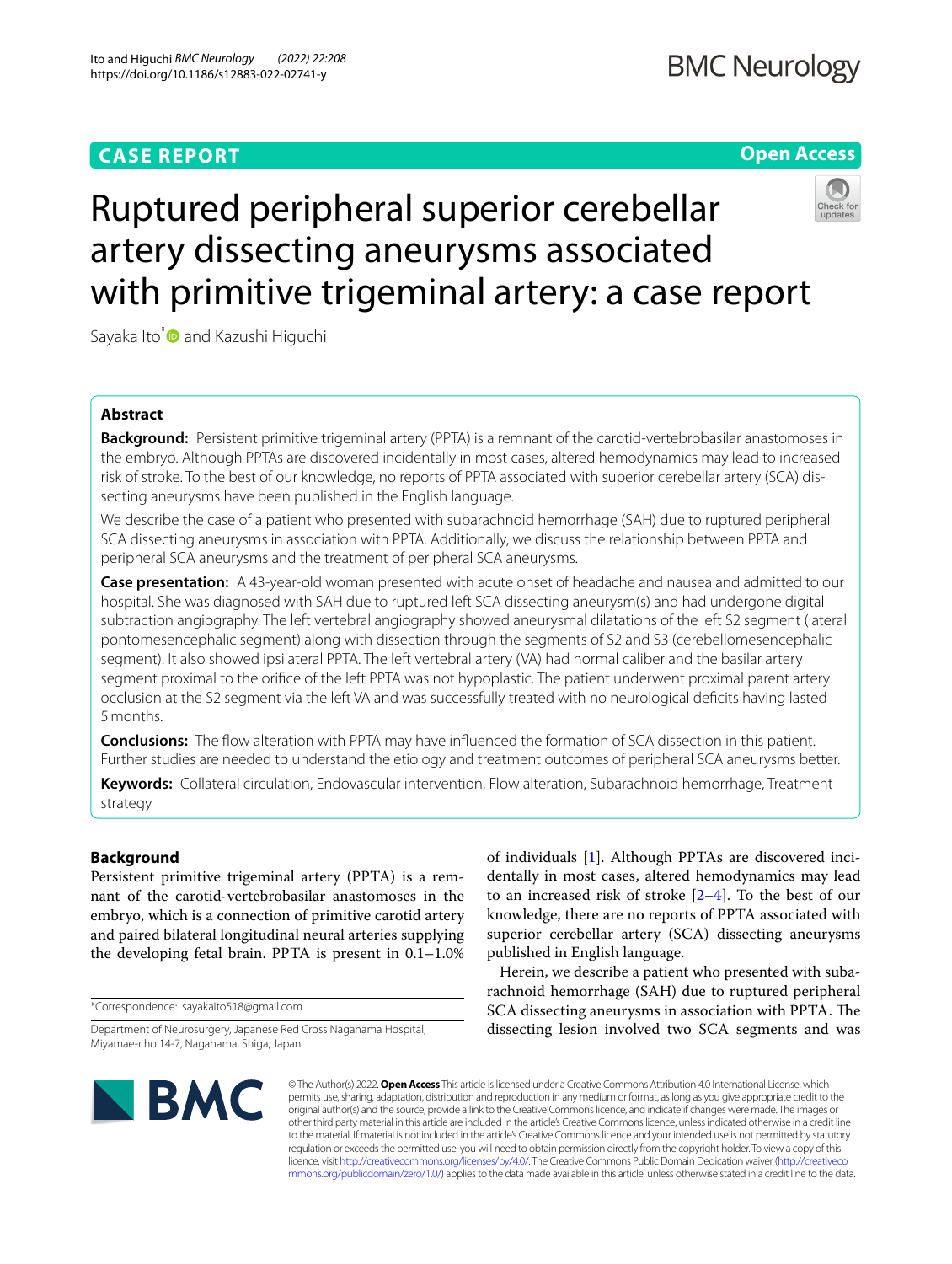CASE REPORT

Open Access

# Ruptured peripheral superior cerebellar artery dissecting aneurysms associated with primitive trigeminal artery: a case report

Sayaka Ito* and Kazushi Higuchi

## Abstract

**Background:** Persistent primitive trigeminal artery (PPTA) is a remnant of the carotid-vertebrobasilar anastomoses in the embryo. Although PPTAs are discovered incidentally in most cases, altered hemodynamics may lead to increased risk of stroke. To the best of our knowledge, no reports of PPTA associated with superior cerebellar artery (SCA) dissecting aneurysms have been published in the English language.

We describe the case of a patient who presented with subarachnoid hemorrhage (SAH) due to ruptured peripheral SCA dissecting aneurysms in association with PPTA. Additionally, we discuss the relationship between PPTA and peripheral SCA aneurysms and the treatment of peripheral SCA aneurysms.

**Case presentation:** A 43-year-old woman presented with acute onset of headache and nausea and admitted to our hospital. She was diagnosed with SAH due to ruptured left SCA dissecting aneurysm(s) and had undergone digital subtraction angiography. The left vertebral angiography showed aneurysmal dilatations of the left S2 segment (lateral pontomesencephalic segment) along with dissection through the segments of S2 and S3 (cerebellomesencephalic segment). It also showed ipsilateral PPTA. The left vertebral artery (VA) had normal caliber and the basilar artery segment proximal to the orifice of the left PPTA was not hypoplastic. The patient underwent proximal parent artery occlusion at the S2 segment via the left VA and was successfully treated with no neurological deficits having lasted 5 months.

**Conclusions:** The flow alteration with PPTA may have influenced the formation of SCA dissection in this patient. Further studies are needed to understand the etiology and treatment outcomes of peripheral SCA aneurysms better.

**Keywords:** Collateral circulation, Endovascular intervention, Flow alteration, Subarachnoid hemorrhage, Treatment strategy

## Background

Persistent primitive trigeminal artery (PPTA) is a remnant of the carotid-vertebrobasilar anastomoses in the embryo, which is a connection of primitive carotid artery and paired bilateral longitudinal neural arteries supplying the developing fetal brain. PPTA is present in 0.1–1.0% of individuals [1]. Although PPTAs are discovered incidentally in most cases, altered hemodynamics may lead to an increased risk of stroke [2–4]. To the best of our knowledge, there are no reports of PPTA associated with superior cerebellar artery (SCA) dissecting aneurysms published in English language.

Herein, we describe a patient who presented with subarachnoid hemorrhage (SAH) due to ruptured peripheral SCA dissecting aneurysms in association with PPTA. The dissecting lesion involved two SCA segments and was

*Correspondence: sayakaito518@gmail.com

Department of Neurosurgery, Japanese Red Cross Nagahama Hospital, Miyamae-cho 14-7, Nagahama, Shiga, Japan

© The Author(s) 2022. **Open Access** This article is licensed under a Creative Commons Attribution 4.0 International License, which permits use, sharing, adaptation, distribution and reproduction in any medium or format, as long as you give appropriate credit to the original author(s) and the source, provide a link to the Creative Commons licence, and indicate if changes were made. The images or other third party material in this article are included in the article's Creative Commons licence, unless indicated otherwise in a credit line to the material. If material is not included in the article's Creative Commons licence and your intended use is not permitted by statutory regulation or exceeds the permitted use, you will need to obtain permission directly from the copyright holder. To view a copy of this licence, visit http://creativecommons.org/licenses/by/4.0/. The Creative Commons Public Domain Dedication waiver (http://creativecommons.org/publicdomain/zero/1.0/) applies to the data made available in this article, unless otherwise stated in a credit line to the data.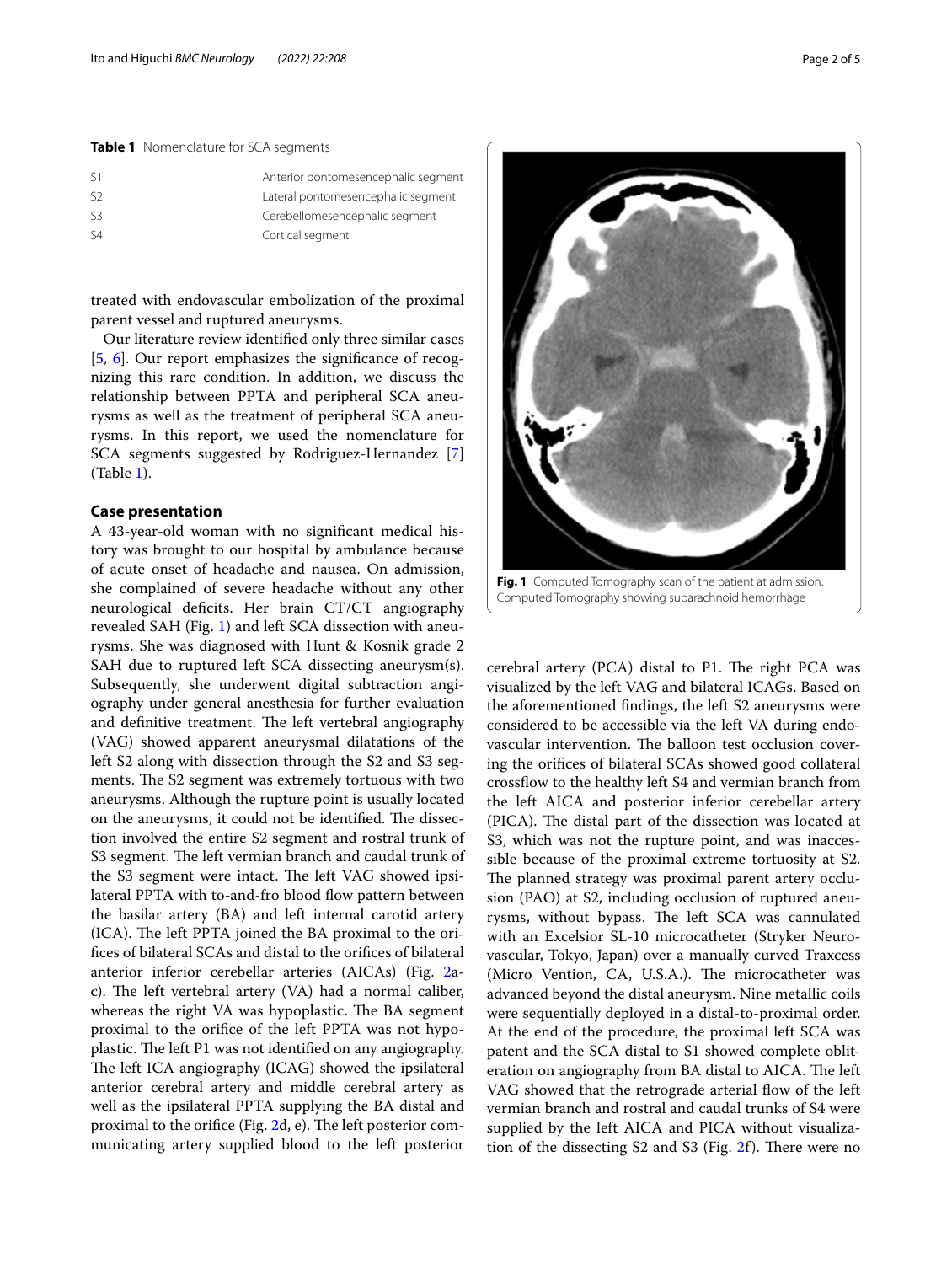**Table 1** Nomenclature for SCA segments

| | |
|---|---|
| S1 | Anterior pontomesencephalic segment |
| S2 | Lateral pontomesencephalic segment |
| S3 | Cerebellomesencephalic segment |
| S4 | Cortical segment |

treated with endovascular embolization of the proximal parent vessel and ruptured aneurysms.

Our literature review identified only three similar cases [5, 6]. Our report emphasizes the significance of recognizing this rare condition. In addition, we discuss the relationship between PPTA and peripheral SCA aneurysms as well as the treatment of peripheral SCA aneurysms. In this report, we used the nomenclature for SCA segments suggested by Rodriguez-Hernandez [7] (Table 1).

## Case presentation

A 43-year-old woman with no significant medical history was brought to our hospital by ambulance because of acute onset of headache and nausea. On admission, she complained of severe headache without any other neurological deficits. Her brain CT/CT angiography revealed SAH (Fig. 1) and left SCA dissection with aneurysms. She was diagnosed with Hunt & Kosnik grade 2 SAH due to ruptured left SCA dissecting aneurysm(s). Subsequently, she underwent digital subtraction angiography under general anesthesia for further evaluation and definitive treatment. The left vertebral angiography (VAG) showed apparent aneurysmal dilatations of the left S2 along with dissection through the S2 and S3 segments. The S2 segment was extremely tortuous with two aneurysms. Although the rupture point is usually located on the aneurysms, it could not be identified. The dissection involved the entire S2 segment and rostral trunk of S3 segment. The left vermian branch and caudal trunk of the S3 segment were intact. The left VAG showed ipsilateral PPTA with to-and-fro blood flow pattern between the basilar artery (BA) and left internal carotid artery (ICA). The left PPTA joined the BA proximal to the orifices of bilateral SCAs and distal to the orifices of bilateral anterior inferior cerebellar arteries (AICAs) (Fig. 2a-c). The left vertebral artery (VA) had a normal caliber, whereas the right VA was hypoplastic. The BA segment proximal to the orifice of the left PPTA was not hypoplastic. The left P1 was not identified on any angiography. The left ICA angiography (ICAG) showed the ipsilateral anterior cerebral artery and middle cerebral artery as well as the ipsilateral PPTA supplying the BA distal and proximal to the orifice (Fig. 2d, e). The left posterior communicating artery supplied blood to the left posterior cerebral artery (PCA) distal to P1. The right PCA was visualized by the left VAG and bilateral ICAGs. Based on the aforementioned findings, the left S2 aneurysms were considered to be accessible via the left VA during endovascular intervention. The balloon test occlusion covering the orifices of bilateral SCAs showed good collateral crossflow to the healthy left S4 and vermian branch from the left AICA and posterior inferior cerebellar artery (PICA). The distal part of the dissection was located at S3, which was not the rupture point, and was inaccessible because of the proximal extreme tortuosity at S2. The planned strategy was proximal parent artery occlusion (PAO) at S2, including occlusion of ruptured aneurysms, without bypass. The left SCA was cannulated with an Excelsior SL-10 microcatheter (Stryker Neurovascular, Tokyo, Japan) over a manually curved Traxcess (Micro Vention, CA, U.S.A.). The microcatheter was advanced beyond the distal aneurysm. Nine metallic coils were sequentially deployed in a distal-to-proximal order. At the end of the procedure, the proximal left SCA was patent and the SCA distal to S1 showed complete obliteration on angiography from BA distal to AICA. The left VAG showed that the retrograde arterial flow of the left vermian branch and rostral and caudal trunks of S4 were supplied by the left AICA and PICA without visualization of the dissecting S2 and S3 (Fig. 2f). There were no

**Fig. 1** Computed Tomography scan of the patient at admission. Computed Tomography showing subarachnoid hemorrhage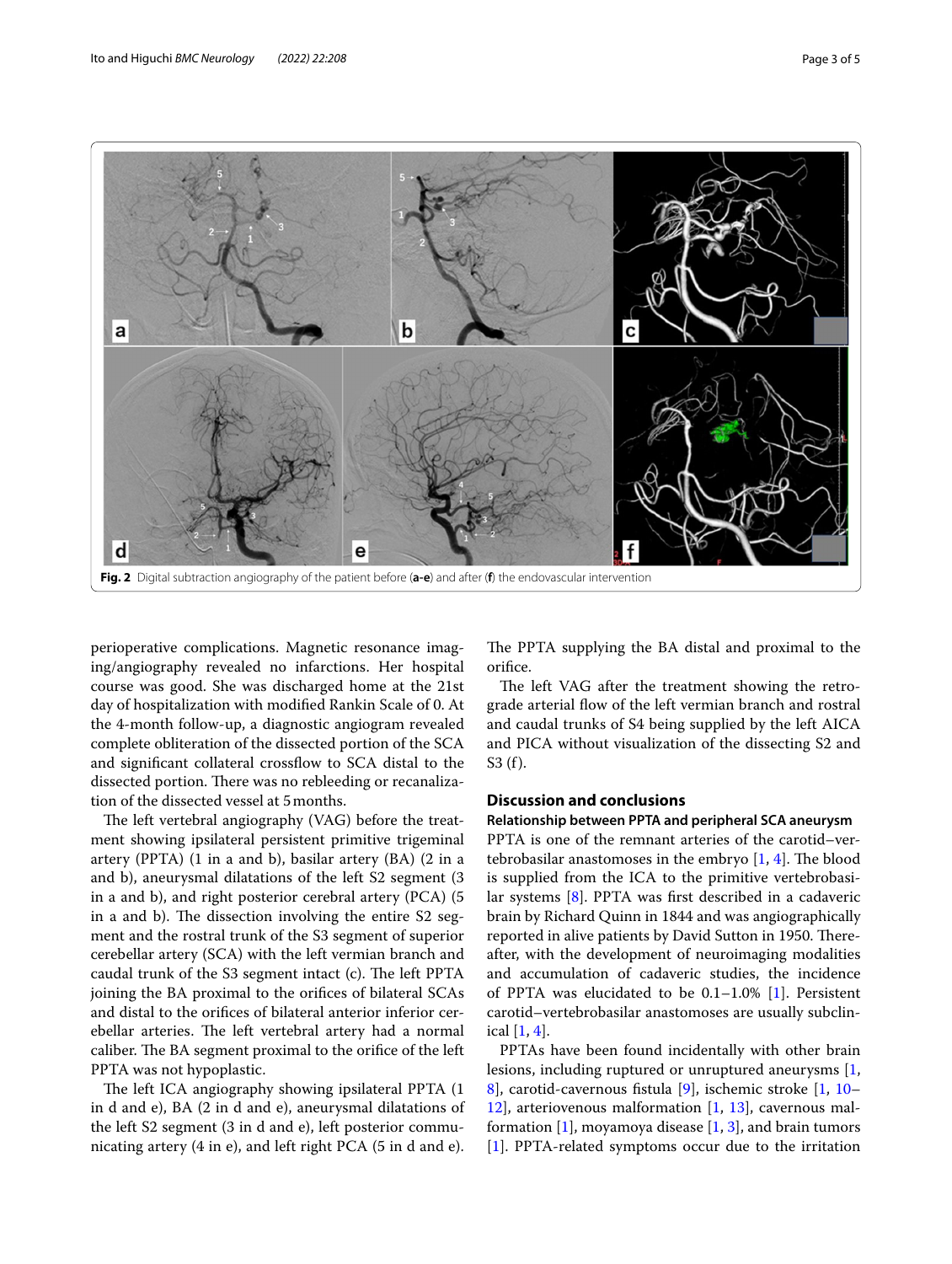Fig. 2 Digital subtraction angiography of the patient before (**a-e**) and after (**f**) the endovascular intervention

perioperative complications. Magnetic resonance imaging/angiography revealed no infarctions. Her hospital course was good. She was discharged home at the 21st day of hospitalization with modified Rankin Scale of 0. At the 4-month follow-up, a diagnostic angiogram revealed complete obliteration of the dissected portion of the SCA and significant collateral crossflow to SCA distal to the dissected portion. There was no rebleeding or recanalization of the dissected vessel at 5 months.

The left vertebral angiography (VAG) before the treatment showing ipsilateral persistent primitive trigeminal artery (PPTA) (1 in a and b), basilar artery (BA) (2 in a and b), aneurysmal dilatations of the left S2 segment (3 in a and b), and right posterior cerebral artery (PCA) (5 in a and b). The dissection involving the entire S2 segment and the rostral trunk of the S3 segment of superior cerebellar artery (SCA) with the left vermian branch and caudal trunk of the S3 segment intact (c). The left PPTA joining the BA proximal to the orifices of bilateral SCAs and distal to the orifices of bilateral anterior inferior cerebellar arteries. The left vertebral artery had a normal caliber. The BA segment proximal to the orifice of the left PPTA was not hypoplastic.

The left ICA angiography showing ipsilateral PPTA (1 in d and e), BA (2 in d and e), aneurysmal dilatations of the left S2 segment (3 in d and e), left posterior communicating artery (4 in e), and left right PCA (5 in d and e). The PPTA supplying the BA distal and proximal to the orifice.

The left VAG after the treatment showing the retrograde arterial flow of the left vermian branch and rostral and caudal trunks of S4 being supplied by the left AICA and PICA without visualization of the dissecting S2 and S3 (f).

## Discussion and conclusions

### Relationship between PPTA and peripheral SCA aneurysm

PPTA is one of the remnant arteries of the carotid–vertebrobasilar anastomoses in the embryo [1, 4]. The blood is supplied from the ICA to the primitive vertebrobasilar systems [8]. PPTA was first described in a cadaveric brain by Richard Quinn in 1844 and was angiographically reported in alive patients by David Sutton in 1950. Thereafter, with the development of neuroimaging modalities and accumulation of cadaveric studies, the incidence of PPTA was elucidated to be 0.1–1.0% [1]. Persistent carotid–vertebrobasilar anastomoses are usually subclinical [1, 4].

PPTAs have been found incidentally with other brain lesions, including ruptured or unruptured aneurysms [1, 8], carotid-cavernous fistula [9], ischemic stroke [1, 10–12], arteriovenous malformation [1, 13], cavernous malformation [1], moyamoya disease [1, 3], and brain tumors [1]. PPTA-related symptoms occur due to the irritation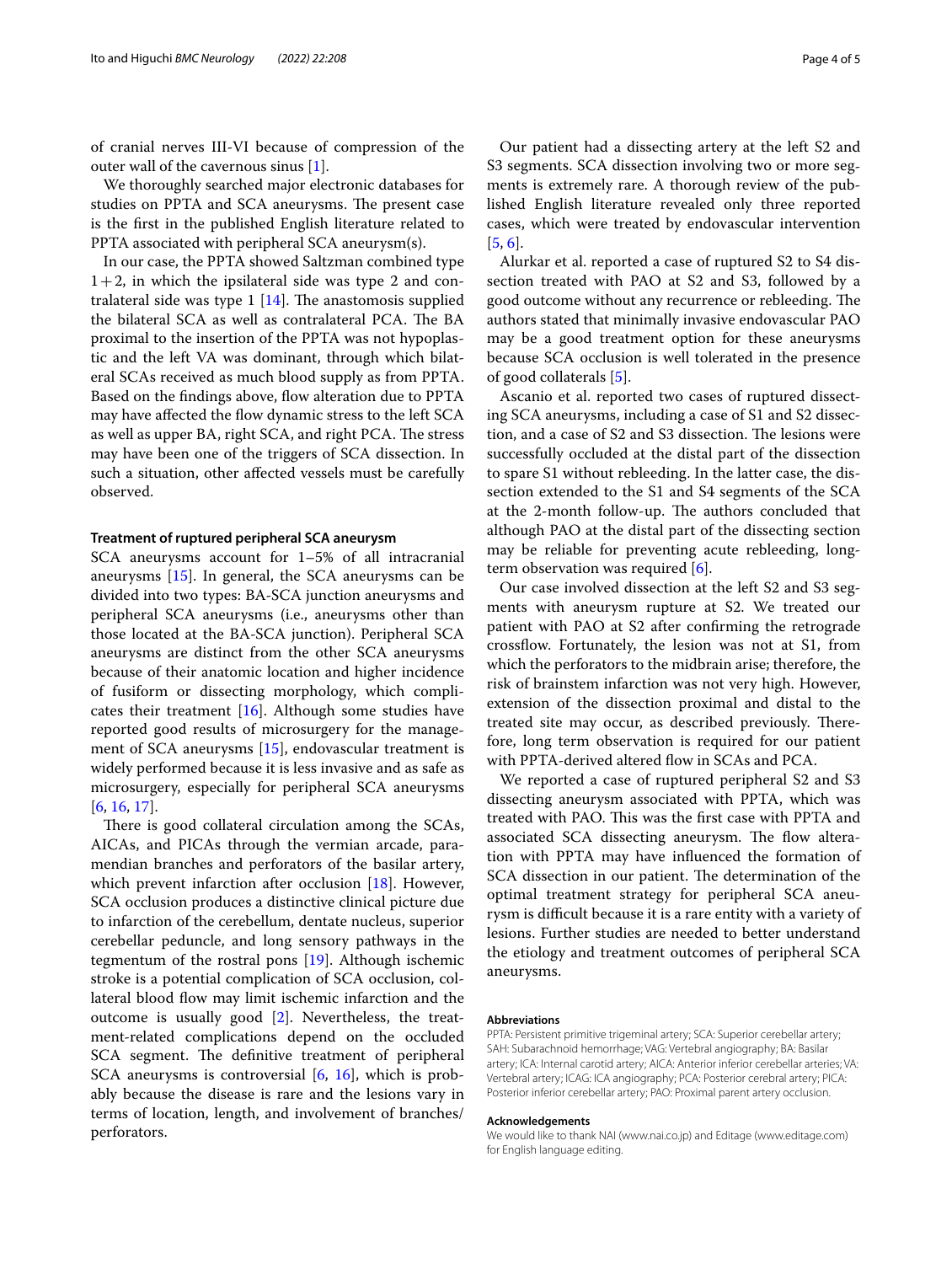of cranial nerves III-VI because of compression of the outer wall of the cavernous sinus [1].

We thoroughly searched major electronic databases for studies on PPTA and SCA aneurysms. The present case is the first in the published English literature related to PPTA associated with peripheral SCA aneurysm(s).

In our case, the PPTA showed Saltzman combined type 1+2, in which the ipsilateral side was type 2 and contralateral side was type 1 [14]. The anastomosis supplied the bilateral SCA as well as contralateral PCA. The BA proximal to the insertion of the PPTA was not hypoplastic and the left VA was dominant, through which bilateral SCAs received as much blood supply as from PPTA. Based on the findings above, flow alteration due to PPTA may have affected the flow dynamic stress to the left SCA as well as upper BA, right SCA, and right PCA. The stress may have been one of the triggers of SCA dissection. In such a situation, other affected vessels must be carefully observed.

### Treatment of ruptured peripheral SCA aneurysm

SCA aneurysms account for 1–5% of all intracranial aneurysms [15]. In general, the SCA aneurysms can be divided into two types: BA-SCA junction aneurysms and peripheral SCA aneurysms (i.e., aneurysms other than those located at the BA-SCA junction). Peripheral SCA aneurysms are distinct from the other SCA aneurysms because of their anatomic location and higher incidence of fusiform or dissecting morphology, which complicates their treatment [16]. Although some studies have reported good results of microsurgery for the management of SCA aneurysms [15], endovascular treatment is widely performed because it is less invasive and as safe as microsurgery, especially for peripheral SCA aneurysms [6, 16, 17].

There is good collateral circulation among the SCAs, AICAs, and PICAs through the vermian arcade, paramendian branches and perforators of the basilar artery, which prevent infarction after occlusion [18]. However, SCA occlusion produces a distinctive clinical picture due to infarction of the cerebellum, dentate nucleus, superior cerebellar peduncle, and long sensory pathways in the tegmentum of the rostral pons [19]. Although ischemic stroke is a potential complication of SCA occlusion, collateral blood flow may limit ischemic infarction and the outcome is usually good [2]. Nevertheless, the treatment-related complications depend on the occluded SCA segment. The definitive treatment of peripheral SCA aneurysms is controversial [6, 16], which is probably because the disease is rare and the lesions vary in terms of location, length, and involvement of branches/perforators.

Our patient had a dissecting artery at the left S2 and S3 segments. SCA dissection involving two or more segments is extremely rare. A thorough review of the published English literature revealed only three reported cases, which were treated by endovascular intervention [5, 6].

Alurkar et al. reported a case of ruptured S2 to S4 dissection treated with PAO at S2 and S3, followed by a good outcome without any recurrence or rebleeding. The authors stated that minimally invasive endovascular PAO may be a good treatment option for these aneurysms because SCA occlusion is well tolerated in the presence of good collaterals [5].

Ascanio et al. reported two cases of ruptured dissecting SCA aneurysms, including a case of S1 and S2 dissection, and a case of S2 and S3 dissection. The lesions were successfully occluded at the distal part of the dissection to spare S1 without rebleeding. In the latter case, the dissection extended to the S1 and S4 segments of the SCA at the 2-month follow-up. The authors concluded that although PAO at the distal part of the dissecting section may be reliable for preventing acute rebleeding, long-term observation was required [6].

Our case involved dissection at the left S2 and S3 segments with aneurysm rupture at S2. We treated our patient with PAO at S2 after confirming the retrograde crossflow. Fortunately, the lesion was not at S1, from which the perforators to the midbrain arise; therefore, the risk of brainstem infarction was not very high. However, extension of the dissection proximal and distal to the treated site may occur, as described previously. Therefore, long term observation is required for our patient with PPTA-derived altered flow in SCAs and PCA.

We reported a case of ruptured peripheral S2 and S3 dissecting aneurysm associated with PPTA, which was treated with PAO. This was the first case with PPTA and associated SCA dissecting aneurysm. The flow alteration with PPTA may have influenced the formation of SCA dissection in our patient. The determination of the optimal treatment strategy for peripheral SCA aneurysm is difficult because it is a rare entity with a variety of lesions. Further studies are needed to better understand the etiology and treatment outcomes of peripheral SCA aneurysms.

### Abbreviations

PPTA: Persistent primitive trigeminal artery; SCA: Superior cerebellar artery; SAH: Subarachnoid hemorrhage; VAG: Vertebral angiography; BA: Basilar artery; ICA: Internal carotid artery; AICA: Anterior inferior cerebellar arteries; VA: Vertebral artery; ICAG: ICA angiography; PCA: Posterior cerebral artery; PICA: Posterior inferior cerebellar artery; PAO: Proximal parent artery occlusion.

### Acknowledgements

We would like to thank NAI (www.nai.co.jp) and Editage (www.editage.com) for English language editing.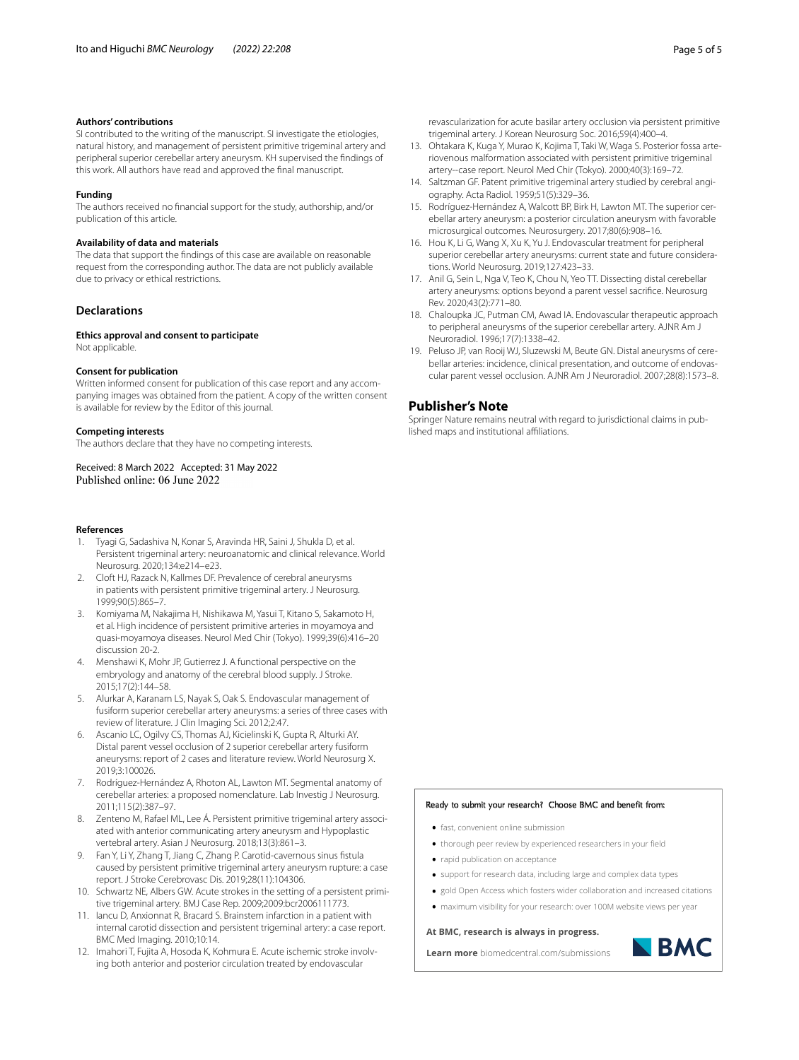**Authors' contributions**

SI contributed to the writing of the manuscript. SI investigate the etiologies, natural history, and management of persistent primitive trigeminal artery and peripheral superior cerebellar artery aneurysm. KH supervised the findings of this work. All authors have read and approved the final manuscript.

**Funding**

The authors received no financial support for the study, authorship, and/or publication of this article.

**Availability of data and materials**

The data that support the findings of this case are available on reasonable request from the corresponding author. The data are not publicly available due to privacy or ethical restrictions.

## Declarations

**Ethics approval and consent to participate**

Not applicable.

**Consent for publication**

Written informed consent for publication of this case report and any accompanying images was obtained from the patient. A copy of the written consent is available for review by the Editor of this journal.

**Competing interests**

The authors declare that they have no competing interests.

Received: 8 March 2022 Accepted: 31 May 2022
Published online: 06 June 2022

**References**

1. Tyagi G, Sadashiva N, Konar S, Aravinda HR, Saini J, Shukla D, et al. Persistent trigeminal artery: neuroanatomic and clinical relevance. World Neurosurg. 2020;134:e214–e23.
2. Cloft HJ, Razack N, Kallmes DF. Prevalence of cerebral aneurysms in patients with persistent primitive trigeminal artery. J Neurosurg. 1999;90(5):865–7.
3. Komiyama M, Nakajima H, Nishikawa M, Yasui T, Kitano S, Sakamoto H, et al. High incidence of persistent primitive arteries in moyamoya and quasi-moyamoya diseases. Neurol Med Chir (Tokyo). 1999;39(6):416–20 discussion 20-2.
4. Menshawi K, Mohr JP, Gutierrez J. A functional perspective on the embryology and anatomy of the cerebral blood supply. J Stroke. 2015;17(2):144–58.
5. Alurkar A, Karanam LS, Nayak S, Oak S. Endovascular management of fusiform superior cerebellar artery aneurysms: a series of three cases with review of literature. J Clin Imaging Sci. 2012;2:47.
6. Ascanio LC, Ogilvy CS, Thomas AJ, Kicielinski K, Gupta R, Alturki AY. Distal parent vessel occlusion of 2 superior cerebellar artery fusiform aneurysms: report of 2 cases and literature review. World Neurosurg X. 2019;3:100026.
7. Rodríguez-Hernández A, Rhoton AL, Lawton MT. Segmental anatomy of cerebellar arteries: a proposed nomenclature. Lab Investig J Neurosurg. 2011;115(2):387–97.
8. Zenteno M, Rafael ML, Lee Á. Persistent primitive trigeminal artery associated with anterior communicating artery aneurysm and Hypoplastic vertebral artery. Asian J Neurosurg. 2018;13(3):861–3.
9. Fan Y, Li Y, Zhang T, Jiang C, Zhang P. Carotid-cavernous sinus fistula caused by persistent primitive trigeminal artery aneurysm rupture: a case report. J Stroke Cerebrovasc Dis. 2019;28(11):104306.
10. Schwartz NE, Albers GW. Acute strokes in the setting of a persistent primitive trigeminal artery. BMJ Case Rep. 2009;2009:bcr2006111773.
11. Iancu D, Anxionnat R, Bracard S. Brainstem infarction in a patient with internal carotid dissection and persistent trigeminal artery: a case report. BMC Med Imaging. 2010;10:14.
12. Imahori T, Fujita A, Hosoda K, Kohmura E. Acute ischemic stroke involving both anterior and posterior circulation treated by endovascular revascularization for acute basilar artery occlusion via persistent primitive trigeminal artery. J Korean Neurosurg Soc. 2016;59(4):400–4.
13. Ohtakara K, Kuga Y, Murao K, Kojima T, Taki W, Waga S. Posterior fossa arteriovenous malformation associated with persistent primitive trigeminal artery--case report. Neurol Med Chir (Tokyo). 2000;40(3):169–72.
14. Saltzman GF. Patent primitive trigeminal artery studied by cerebral angiography. Acta Radiol. 1959;51(5):329–36.
15. Rodríguez-Hernández A, Walcott BP, Birk H, Lawton MT. The superior cerebellar artery aneurysm: a posterior circulation aneurysm with favorable microsurgical outcomes. Neurosurgery. 2017;80(6):908–16.
16. Hou K, Li G, Wang X, Xu K, Yu J. Endovascular treatment for peripheral superior cerebellar artery aneurysms: current state and future considerations. World Neurosurg. 2019;127:423–33.
17. Anil G, Sein L, Nga V, Teo K, Chou N, Yeo TT. Dissecting distal cerebellar artery aneurysms: options beyond a parent vessel sacrifice. Neurosurg Rev. 2020;43(2):771–80.
18. Chaloupka JC, Putman CM, Awad IA. Endovascular therapeutic approach to peripheral aneurysms of the superior cerebellar artery. AJNR Am J Neuroradiol. 1996;17(7):1338–42.
19. Peluso JP, van Rooij WJ, Sluzewski M, Beute GN. Distal aneurysms of cerebellar arteries: incidence, clinical presentation, and outcome of endovascular parent vessel occlusion. AJNR Am J Neuroradiol. 2007;28(8):1573–8.

## Publisher's Note

Springer Nature remains neutral with regard to jurisdictional claims in published maps and institutional affiliations.

Ready to submit your research? Choose BMC and benefit from:

- fast, convenient online submission
- thorough peer review by experienced researchers in your field
- rapid publication on acceptance
- support for research data, including large and complex data types
- gold Open Access which fosters wider collaboration and increased citations
- maximum visibility for your research: over 100M website views per year

**At BMC, research is always in progress.**

**Learn more** biomedcentral.com/submissions

BMC